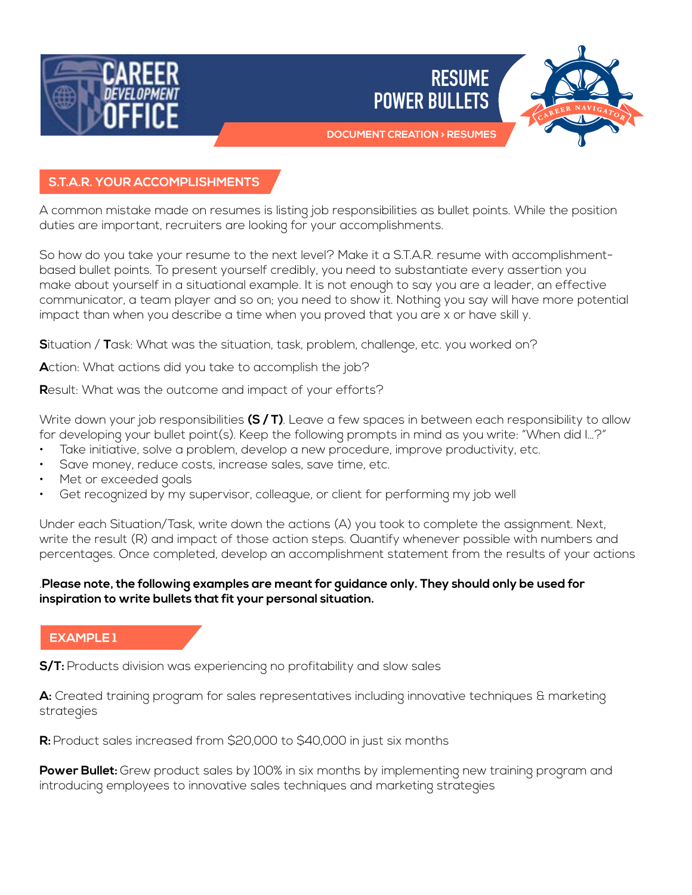# RESUME POWER BULLETS

DOCUMENT CREATION › RESUMES

## S.T.A.R. YOUR ACCOMPLISHMENTS

A common mistake made on resumes is listing job responsibilities as bullet points. While the position duties are important, recruiters are looking for your accomplishments.

So how do you take your resume to the next level? Make it a S.T.A.R. resume with accomplishment-based bullet points. To present yourself credibly, you need to substantiate every assertion you make about yourself in a situational example. It is not enough to say you are a leader, an effective communicator, a team player and so on; you need to show it. Nothing you say will have more potential impact than when you describe a time when you proved that you are x or have skill y.

**S**ituation / **T**ask: What was the situation, task, problem, challenge, etc. you worked on?

**A**ction: What actions did you take to accomplish the job?

**R**esult: What was the outcome and impact of your efforts?

Write down your job responsibilities **(S / T)**. Leave a few spaces in between each responsibility to allow for developing your bullet point(s). Keep the following prompts in mind as you write: "When did I…?"

- Take initiative, solve a problem, develop a new procedure, improve productivity, etc.
- Save money, reduce costs, increase sales, save time, etc.
- Met or exceeded goals
- Get recognized by my supervisor, colleague, or client for performing my job well

Under each Situation/Task, write down the actions (A) you took to complete the assignment. Next, write the result (R) and impact of those action steps. Quantify whenever possible with numbers and percentages. Once completed, develop an accomplishment statement from the results of your actions

.**Please note, the following examples are meant for guidance only. They should only be used for inspiration to write bullets that fit your personal situation.**

## EXAMPLE 1

**S/T:** Products division was experiencing no profitability and slow sales

**A:** Created training program for sales representatives including innovative techniques & marketing strategies

**R:** Product sales increased from $20,000 to $40,000 in just six months

**Power Bullet:** Grew product sales by 100% in six months by implementing new training program and introducing employees to innovative sales techniques and marketing strategies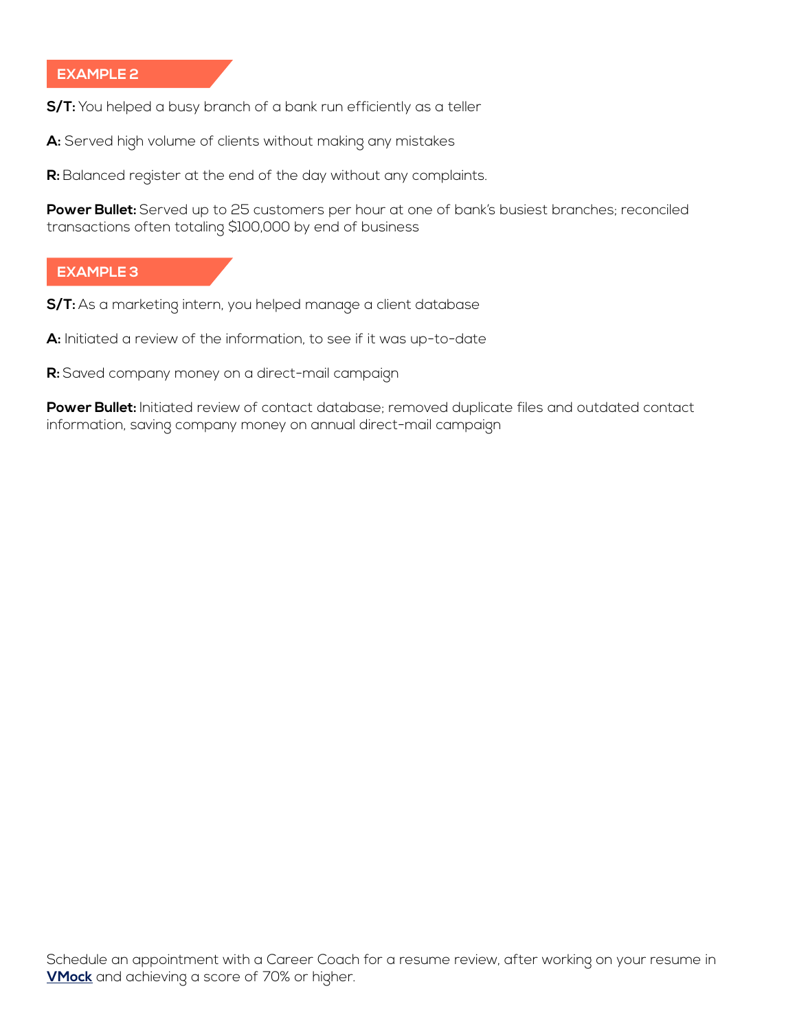## EXAMPLE 2

**S/T:** You helped a busy branch of a bank run efficiently as a teller

**A:** Served high volume of clients without making any mistakes

**R:** Balanced register at the end of the day without any complaints.

**Power Bullet:** Served up to 25 customers per hour at one of bank's busiest branches; reconciled transactions often totaling $100,000 by end of business

## EXAMPLE 3

**S/T:** As a marketing intern, you helped manage a client database

**A:** Initiated a review of the information, to see if it was up-to-date

**R:** Saved company money on a direct-mail campaign

**Power Bullet:** Initiated review of contact database; removed duplicate files and outdated contact information, saving company money on annual direct-mail campaign

Schedule an appointment with a Career Coach for a resume review, after working on your resume in **VMock** and achieving a score of 70% or higher.